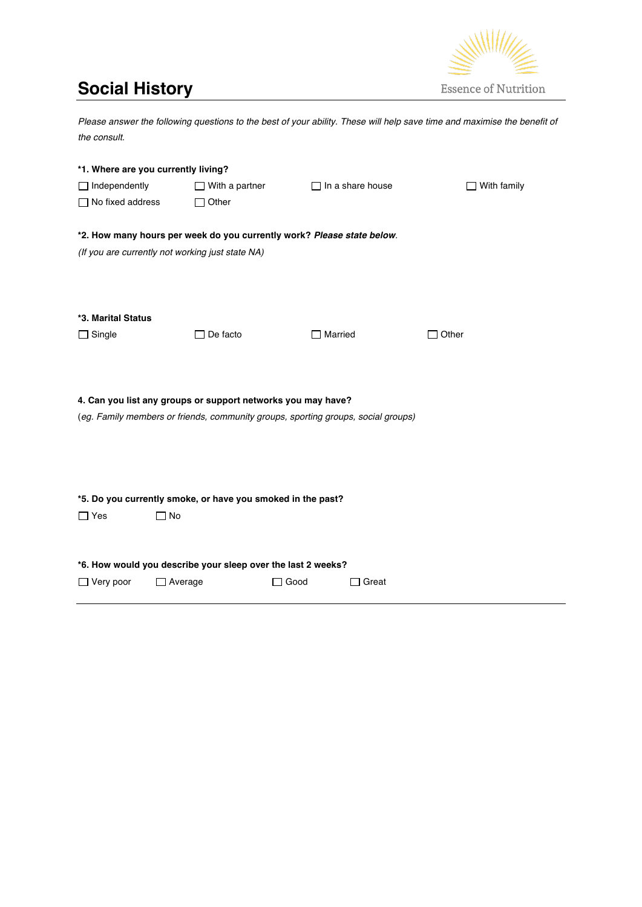# Social History

Essence of Nutrition

*Please answer the following questions to the best of your ability. These will help save time and maximise the benefit of the consult.*

**\*1. Where are you currently living?**

☐ Independently ☐ With a partner ☐ In a share house ☐ With family

☐ No fixed address ☐ Other

**\*2. How many hours per week do you currently work? *Please state below*.**

*(If you are currently not working just state NA)*

**\*3. Marital Status**

☐ Single ☐ De facto ☐ Married ☐ Other

**4. Can you list any groups or support networks you may have?**

(*eg. Family members or friends, community groups, sporting groups, social groups)*

**\*5. Do you currently smoke, or have you smoked in the past?**

☐ Yes ☐ No

**\*6. How would you describe your sleep over the last 2 weeks?**

☐ Very poor ☐ Average ☐ Good ☐ Great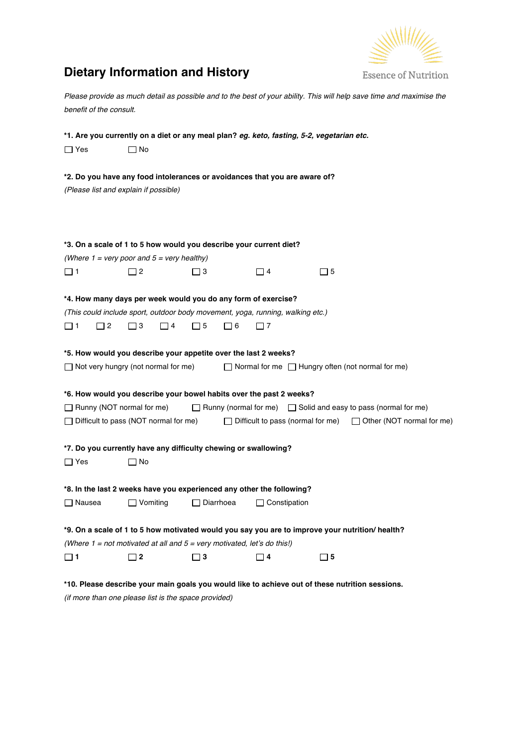# Dietary Information and History

Essence of Nutrition

*Please provide as much detail as possible and to the best of your ability. This will help save time and maximise the benefit of the consult.*

**\*1. Are you currently on a diet or any meal plan? *eg. keto, fasting, 5-2, vegetarian etc.***

☐ Yes ☐ No

**\*2. Do you have any food intolerances or avoidances that you are aware of?**

*(Please list and explain if possible)*

**\*3. On a scale of 1 to 5 how would you describe your current diet?**

*(Where 1 = very poor and 5 = very healthy)*

☐ 1 ☐ 2 ☐ 3 ☐ 4 ☐ 5

**\*4. How many days per week would you do any form of exercise?**

*(This could include sport, outdoor body movement, yoga, running, walking etc.)*

☐ 1 ☐ 2 ☐ 3 ☐ 4 ☐ 5 ☐ 6 ☐ 7

**\*5. How would you describe your appetite over the last 2 weeks?**

☐ Not very hungry (not normal for me) ☐ Normal for me ☐ Hungry often (not normal for me)

**\*6. How would you describe your bowel habits over the past 2 weeks?**

☐ Runny (NOT normal for me) ☐ Runny (normal for me) ☐ Solid and easy to pass (normal for me)

☐ Difficult to pass (NOT normal for me) ☐ Difficult to pass (normal for me) ☐ Other (NOT normal for me)

**\*7. Do you currently have any difficulty chewing or swallowing?**

☐ Yes ☐ No

**\*8. In the last 2 weeks have you experienced any other the following?**

☐ Nausea ☐ Vomiting ☐ Diarrhoea ☐ Constipation

**\*9. On a scale of 1 to 5 how motivated would you say you are to improve your nutrition/ health?**

*(Where 1 = not motivated at all and 5 = very motivated, let's do this!)*

☐ **1** ☐ **2** ☐ **3** ☐ **4** ☐ **5**

**\*10. Please describe your main goals you would like to achieve out of these nutrition sessions.**

*(if more than one please list is the space provided)*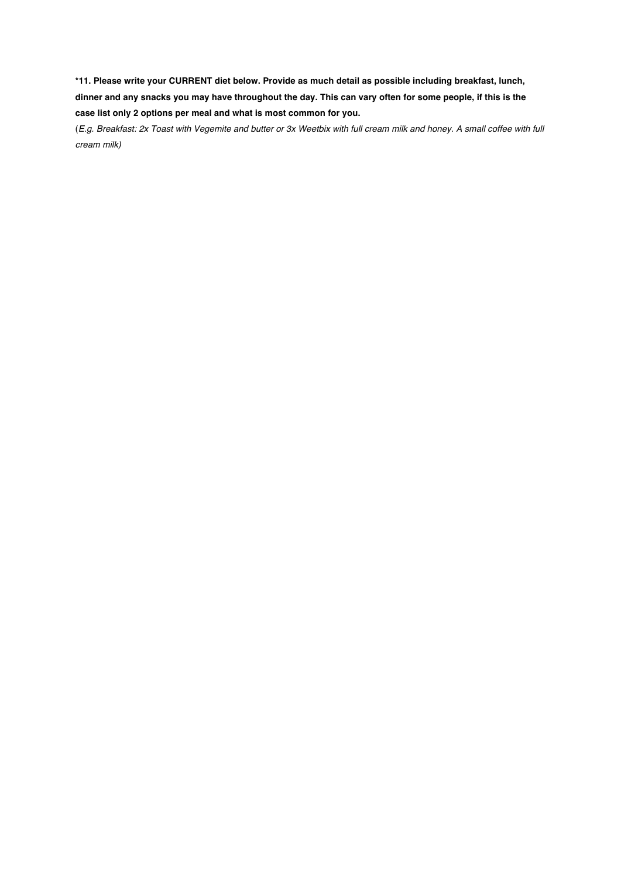**\*11. Please write your CURRENT diet below. Provide as much detail as possible including breakfast, lunch, dinner and any snacks you may have throughout the day. This can vary often for some people, if this is the case list only 2 options per meal and what is most common for you.**

(*E.g. Breakfast: 2x Toast with Vegemite and butter or 3x Weetbix with full cream milk and honey. A small coffee with full cream milk)*